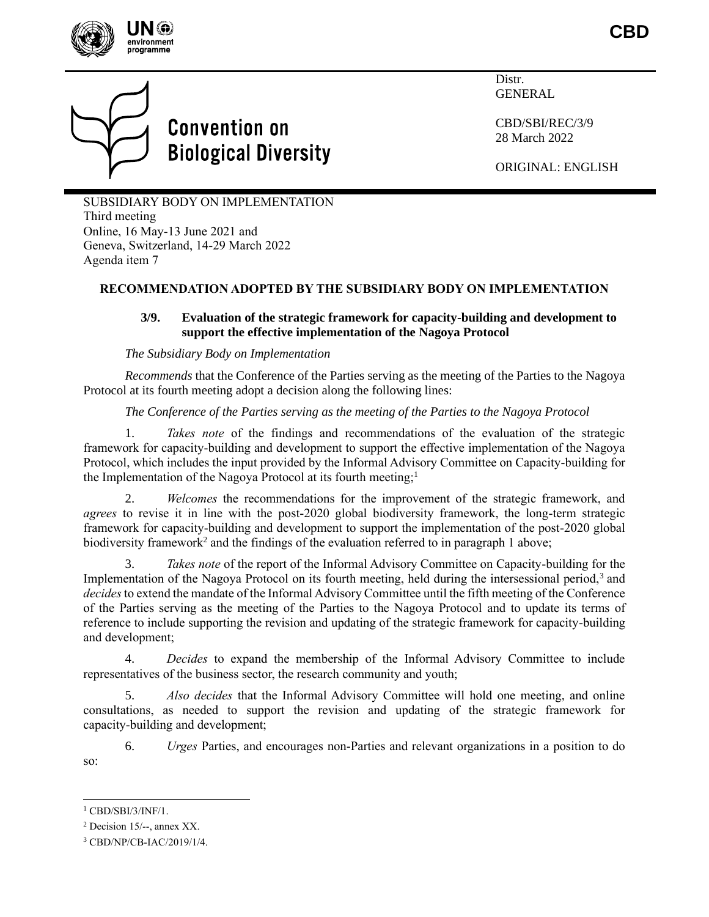CBD

Convention on Biological Diversity

Distr.
GENERAL

CBD/SBI/REC/3/9
28 March 2022

ORIGINAL: ENGLISH

SUBSIDIARY BODY ON IMPLEMENTATION
Third meeting
Online, 16 May-13 June 2021 and
Geneva, Switzerland, 14-29 March 2022
Agenda item 7

## RECOMMENDATION ADOPTED BY THE SUBSIDIARY BODY ON IMPLEMENTATION

### 3/9. Evaluation of the strategic framework for capacity-building and development to support the effective implementation of the Nagoya Protocol

*The Subsidiary Body on Implementation*

*Recommends* that the Conference of the Parties serving as the meeting of the Parties to the Nagoya Protocol at its fourth meeting adopt a decision along the following lines:

*The Conference of the Parties serving as the meeting of the Parties to the Nagoya Protocol*

1. *Takes note* of the findings and recommendations of the evaluation of the strategic framework for capacity-building and development to support the effective implementation of the Nagoya Protocol, which includes the input provided by the Informal Advisory Committee on Capacity-building for the Implementation of the Nagoya Protocol at its fourth meeting;[1]

2. *Welcomes* the recommendations for the improvement of the strategic framework, and *agrees* to revise it in line with the post-2020 global biodiversity framework, the long-term strategic framework for capacity-building and development to support the implementation of the post-2020 global biodiversity framework[2] and the findings of the evaluation referred to in paragraph 1 above;

3. *Takes note* of the report of the Informal Advisory Committee on Capacity-building for the Implementation of the Nagoya Protocol on its fourth meeting, held during the intersessional period,[3] and *decides* to extend the mandate of the Informal Advisory Committee until the fifth meeting of the Conference of the Parties serving as the meeting of the Parties to the Nagoya Protocol and to update its terms of reference to include supporting the revision and updating of the strategic framework for capacity-building and development;

4. *Decides* to expand the membership of the Informal Advisory Committee to include representatives of the business sector, the research community and youth;

5. *Also decides* that the Informal Advisory Committee will hold one meeting, and online consultations, as needed to support the revision and updating of the strategic framework for capacity-building and development;

6. *Urges* Parties, and encourages non-Parties and relevant organizations in a position to do so:

---

[1] CBD/SBI/3/INF/1.

[2] Decision 15/--, annex XX.

[3] CBD/NP/CB-IAC/2019/1/4.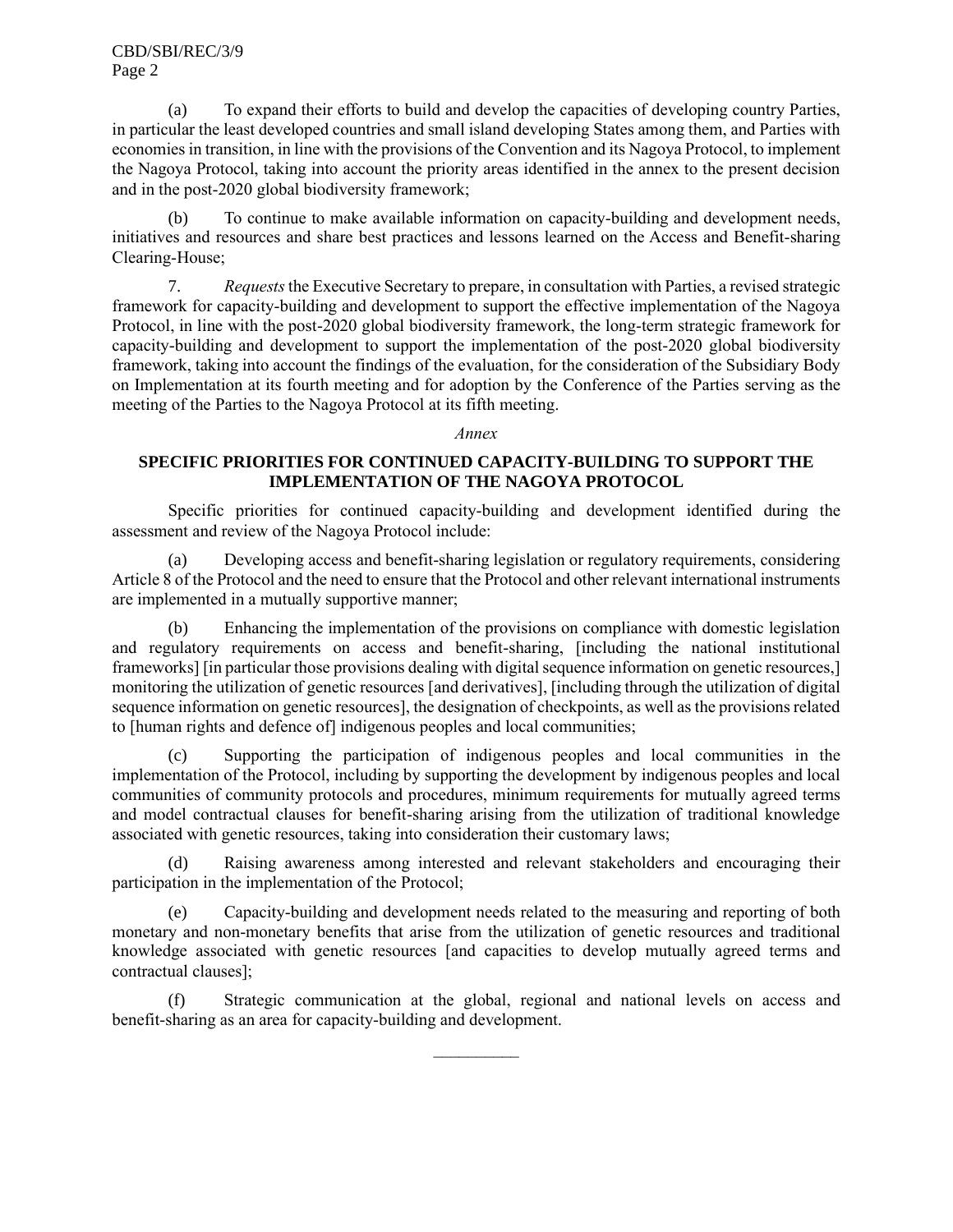(a) To expand their efforts to build and develop the capacities of developing country Parties, in particular the least developed countries and small island developing States among them, and Parties with economies in transition, in line with the provisions of the Convention and its Nagoya Protocol, to implement the Nagoya Protocol, taking into account the priority areas identified in the annex to the present decision and in the post-2020 global biodiversity framework;

(b) To continue to make available information on capacity-building and development needs, initiatives and resources and share best practices and lessons learned on the Access and Benefit-sharing Clearing-House;

7. *Requests* the Executive Secretary to prepare, in consultation with Parties, a revised strategic framework for capacity-building and development to support the effective implementation of the Nagoya Protocol, in line with the post-2020 global biodiversity framework, the long-term strategic framework for capacity-building and development to support the implementation of the post-2020 global biodiversity framework, taking into account the findings of the evaluation, for the consideration of the Subsidiary Body on Implementation at its fourth meeting and for adoption by the Conference of the Parties serving as the meeting of the Parties to the Nagoya Protocol at its fifth meeting.

*Annex*

## SPECIFIC PRIORITIES FOR CONTINUED CAPACITY-BUILDING TO SUPPORT THE IMPLEMENTATION OF THE NAGOYA PROTOCOL

Specific priorities for continued capacity-building and development identified during the assessment and review of the Nagoya Protocol include:

(a) Developing access and benefit-sharing legislation or regulatory requirements, considering Article 8 of the Protocol and the need to ensure that the Protocol and other relevant international instruments are implemented in a mutually supportive manner;

(b) Enhancing the implementation of the provisions on compliance with domestic legislation and regulatory requirements on access and benefit-sharing, [including the national institutional frameworks] [in particular those provisions dealing with digital sequence information on genetic resources,] monitoring the utilization of genetic resources [and derivatives], [including through the utilization of digital sequence information on genetic resources], the designation of checkpoints, as well as the provisions related to [human rights and defence of] indigenous peoples and local communities;

(c) Supporting the participation of indigenous peoples and local communities in the implementation of the Protocol, including by supporting the development by indigenous peoples and local communities of community protocols and procedures, minimum requirements for mutually agreed terms and model contractual clauses for benefit-sharing arising from the utilization of traditional knowledge associated with genetic resources, taking into consideration their customary laws;

(d) Raising awareness among interested and relevant stakeholders and encouraging their participation in the implementation of the Protocol;

(e) Capacity-building and development needs related to the measuring and reporting of both monetary and non-monetary benefits that arise from the utilization of genetic resources and traditional knowledge associated with genetic resources [and capacities to develop mutually agreed terms and contractual clauses];

(f) Strategic communication at the global, regional and national levels on access and benefit-sharing as an area for capacity-building and development.

__________